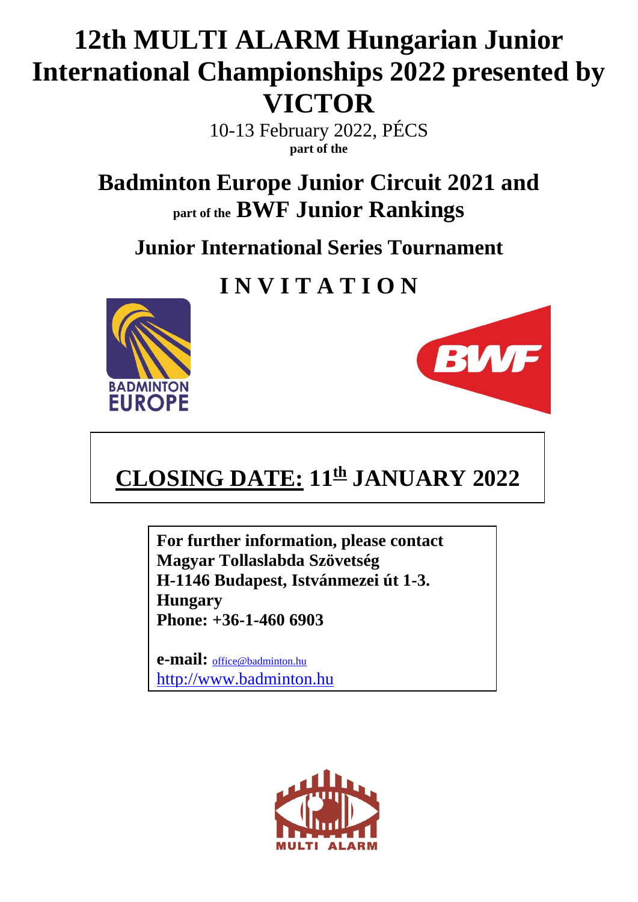# 12th MULTI ALARM Hungarian Junior International Championships 2022 presented by VICTOR

10-13 February 2022, PÉCS

**part of the**

## Badminton Europe Junior Circuit 2021 and

**part of the** **BWF Junior Rankings**

## Junior International Series Tournament

# I N V I T A T I O N

## <u>CLOSING DATE:</u> 11<u>th</u> JANUARY 2022

**For further information, please contact**
**Magyar Tollaslabda Szövetség**
**H-1146 Budapest, Istvánmezei út 1-3.**
**Hungary**
**Phone: +36-1-460 6903**

**e-mail:** office@badminton.hu
http://www.badminton.hu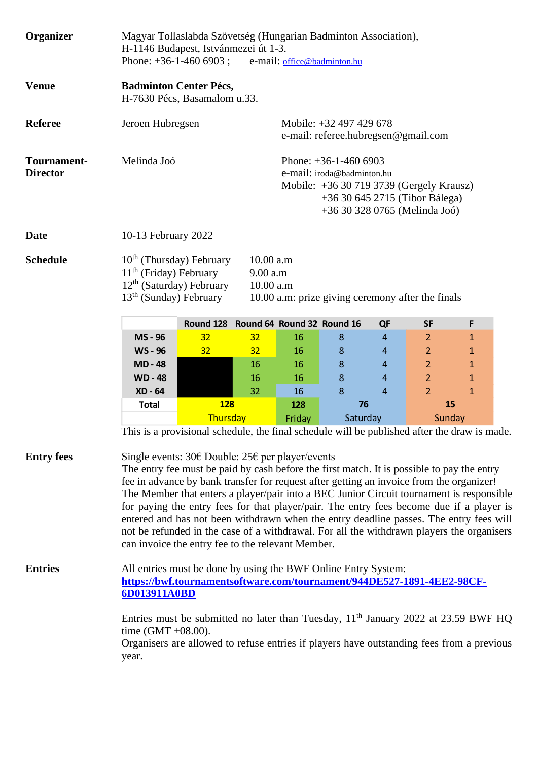**Organizer** Magyar Tollaslabda Szövetség (Hungarian Badminton Association), H-1146 Budapest, Istvánmezei út 1-3.
Phone: +36-1-460 6903 ; e-mail: office@badminton.hu

**Venue** **Badminton Center Pécs,**
H-7630 Pécs, Basamalom u.33.

**Referee** Jeroen Hubregsen
Mobile: +32 497 429 678
e-mail: referee.hubregsen@gmail.com

**Tournament-Director** Melinda Joó
Phone: +36-1-460 6903
e-mail: iroda@badminton.hu
Mobile: +36 30 719 3739 (Gergely Krausz)
+36 30 645 2715 (Tibor Bálega)
+36 30 328 0765 (Melinda Joó)

**Date** 10-13 February 2022

**Schedule**

| | |
|---|---|
| 10th (Thursday) February | 10.00 a.m |
| 11th (Friday) February | 9.00 a.m |
| 12th (Saturday) February | 10.00 a.m |
| 13th (Sunday) February | 10.00 a.m: prize giving ceremony after the finals |

| | Round 128 | Round 64 | Round 32 | Round 16 | QF | SF | F |
|---|---|---|---|---|---|---|---|
| MS - 96 | 32 | 32 | 16 | 8 | 4 | 2 | 1 |
| WS - 96 | 32 | 32 | 16 | 8 | 4 | 2 | 1 |
| MD - 48 | | 16 | 16 | 8 | 4 | 2 | 1 |
| WD - 48 | | 16 | 16 | 8 | 4 | 2 | 1 |
| XD - 64 | | 32 | 16 | 8 | 4 | 2 | 1 |
| Total | 128 | | 128 | 76 | | 15 | |
| | Thursday | | Friday | Saturday | | Sunday | |

This is a provisional schedule, the final schedule will be published after the draw is made.

**Entry fees** Single events: 30€ Double: 25€ per player/events
The entry fee must be paid by cash before the first match. It is possible to pay the entry fee in advance by bank transfer for request after getting an invoice from the organizer! The Member that enters a player/pair into a BEC Junior Circuit tournament is responsible for paying the entry fees for that player/pair. The entry fees become due if a player is entered and has not been withdrawn when the entry deadline passes. The entry fees will not be refunded in the case of a withdrawal. For all the withdrawn players the organisers can invoice the entry fee to the relevant Member.

**Entries** All entries must be done by using the BWF Online Entry System:
**https://bwf.tournamentsoftware.com/tournament/944DE527-1891-4EE2-98CF-6D013911A0BD**

Entries must be submitted no later than Tuesday, 11th January 2022 at 23.59 BWF HQ time (GMT +08.00).
Organisers are allowed to refuse entries if players have outstanding fees from a previous year.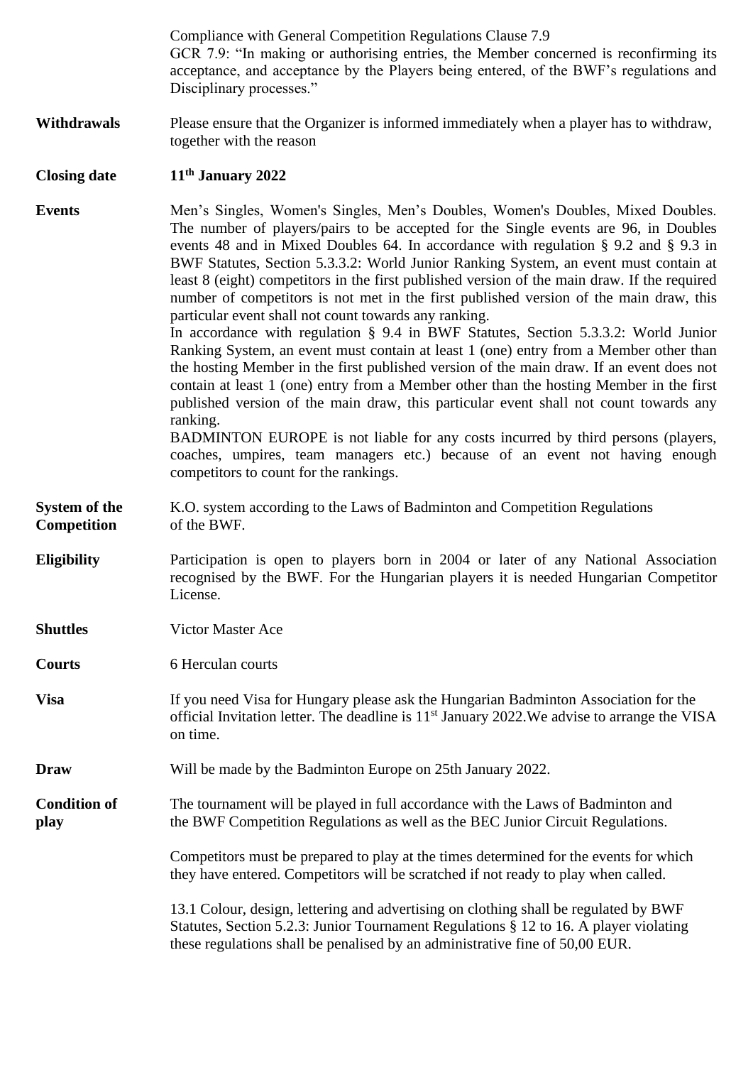Compliance with General Competition Regulations Clause 7.9
GCR 7.9: "In making or authorising entries, the Member concerned is reconfirming its acceptance, and acceptance by the Players being entered, of the BWF's regulations and Disciplinary processes."

**Withdrawals** Please ensure that the Organizer is informed immediately when a player has to withdraw, together with the reason

**Closing date** **11th January 2022**

**Events** Men's Singles, Women's Singles, Men's Doubles, Women's Doubles, Mixed Doubles. The number of players/pairs to be accepted for the Single events are 96, in Doubles events 48 and in Mixed Doubles 64. In accordance with regulation § 9.2 and § 9.3 in BWF Statutes, Section 5.3.3.2: World Junior Ranking System, an event must contain at least 8 (eight) competitors in the first published version of the main draw. If the required number of competitors is not met in the first published version of the main draw, this particular event shall not count towards any ranking.
In accordance with regulation § 9.4 in BWF Statutes, Section 5.3.3.2: World Junior Ranking System, an event must contain at least 1 (one) entry from a Member other than the hosting Member in the first published version of the main draw. If an event does not contain at least 1 (one) entry from a Member other than the hosting Member in the first published version of the main draw, this particular event shall not count towards any ranking.
BADMINTON EUROPE is not liable for any costs incurred by third persons (players, coaches, umpires, team managers etc.) because of an event not having enough competitors to count for the rankings.

**System of the Competition** K.O. system according to the Laws of Badminton and Competition Regulations of the BWF.

**Eligibility** Participation is open to players born in 2004 or later of any National Association recognised by the BWF. For the Hungarian players it is needed Hungarian Competitor License.

**Shuttles** Victor Master Ace

**Courts** 6 Herculan courts

**Visa** If you need Visa for Hungary please ask the Hungarian Badminton Association for the official Invitation letter. The deadline is 11st January 2022.We advise to arrange the VISA on time.

**Draw** Will be made by the Badminton Europe on 25th January 2022.

**Condition of play** The tournament will be played in full accordance with the Laws of Badminton and the BWF Competition Regulations as well as the BEC Junior Circuit Regulations.

Competitors must be prepared to play at the times determined for the events for which they have entered. Competitors will be scratched if not ready to play when called.

13.1 Colour, design, lettering and advertising on clothing shall be regulated by BWF Statutes, Section 5.2.3: Junior Tournament Regulations § 12 to 16. A player violating these regulations shall be penalised by an administrative fine of 50,00 EUR.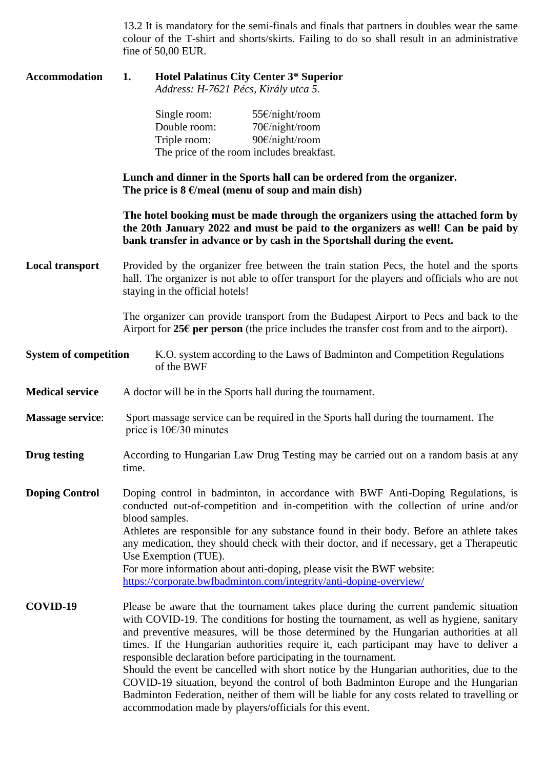13.2 It is mandatory for the semi-finals and finals that partners in doubles wear the same colour of the T-shirt and shorts/skirts. Failing to do so shall result in an administrative fine of 50,00 EUR.

**Accommodation**

**1. Hotel Palatinus City Center 3* Superior**
*Address: H-7621 Pécs, Király utca 5.*

| | |
|---|---|
| Single room: | 55€/night/room |
| Double room: | 70€/night/room |
| Triple room: | 90€/night/room |

The price of the room includes breakfast.

**Lunch and dinner in the Sports hall can be ordered from the organizer. The price is 8 €/meal (menu of soup and main dish)**

**The hotel booking must be made through the organizers using the attached form by the 20th January 2022 and must be paid to the organizers as well! Can be paid by bank transfer in advance or by cash in the Sportshall during the event.**

**Local transport**

Provided by the organizer free between the train station Pecs, the hotel and the sports hall. The organizer is not able to offer transport for the players and officials who are not staying in the official hotels!

The organizer can provide transport from the Budapest Airport to Pecs and back to the Airport for **25€ per person** (the price includes the transfer cost from and to the airport).

**System of competition**

K.O. system according to the Laws of Badminton and Competition Regulations of the BWF

**Medical service**

A doctor will be in the Sports hall during the tournament.

**Massage service**:

Sport massage service can be required in the Sports hall during the tournament. The price is 10€/30 minutes

**Drug testing**

According to Hungarian Law Drug Testing may be carried out on a random basis at any time.

**Doping Control**

Doping control in badminton, in accordance with BWF Anti-Doping Regulations, is conducted out-of-competition and in-competition with the collection of urine and/or blood samples.
Athletes are responsible for any substance found in their body. Before an athlete takes any medication, they should check with their doctor, and if necessary, get a Therapeutic Use Exemption (TUE).
For more information about anti-doping, please visit the BWF website:
https://corporate.bwfbadminton.com/integrity/anti-doping-overview/

**COVID-19**

Please be aware that the tournament takes place during the current pandemic situation with COVID-19. The conditions for hosting the tournament, as well as hygiene, sanitary and preventive measures, will be those determined by the Hungarian authorities at all times. If the Hungarian authorities require it, each participant may have to deliver a responsible declaration before participating in the tournament.
Should the event be cancelled with short notice by the Hungarian authorities, due to the COVID-19 situation, beyond the control of both Badminton Europe and the Hungarian Badminton Federation, neither of them will be liable for any costs related to travelling or accommodation made by players/officials for this event.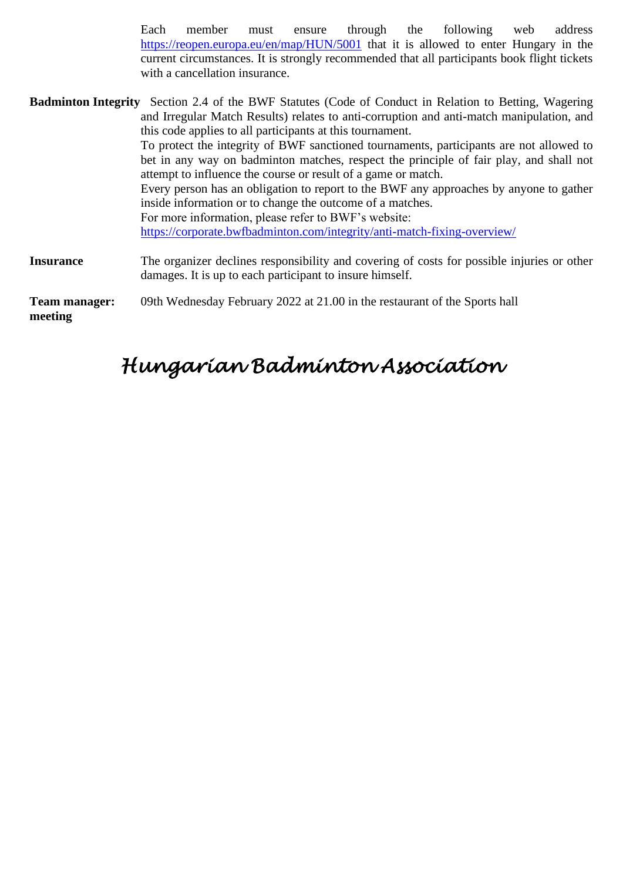Each member must ensure through the following web address https://reopen.europa.eu/en/map/HUN/5001 that it is allowed to enter Hungary in the current circumstances. It is strongly recommended that all participants book flight tickets with a cancellation insurance.

**Badminton Integrity** Section 2.4 of the BWF Statutes (Code of Conduct in Relation to Betting, Wagering and Irregular Match Results) relates to anti-corruption and anti-match manipulation, and this code applies to all participants at this tournament.
To protect the integrity of BWF sanctioned tournaments, participants are not allowed to bet in any way on badminton matches, respect the principle of fair play, and shall not attempt to influence the course or result of a game or match.
Every person has an obligation to report to the BWF any approaches by anyone to gather inside information or to change the outcome of a matches.
For more information, please refer to BWF's website:
https://corporate.bwfbadminton.com/integrity/anti-match-fixing-overview/

**Insurance** The organizer declines responsibility and covering of costs for possible injuries or other damages. It is up to each participant to insure himself.

**Team manager: meeting** 09th Wednesday February 2022 at 21.00 in the restaurant of the Sports hall

*Hungarian Badminton Association*